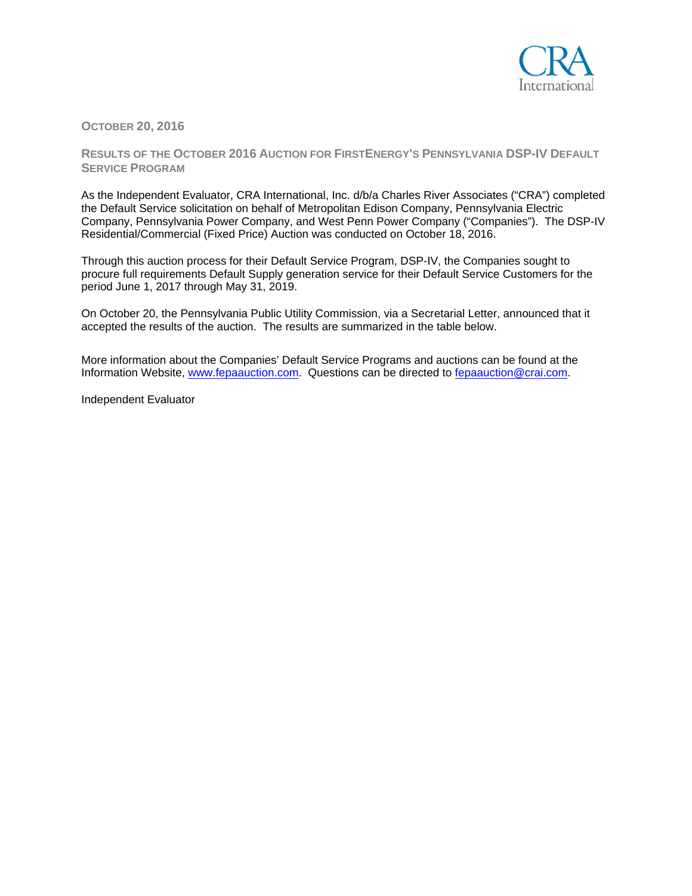**OCTOBER 20, 2016**

**RESULTS OF THE OCTOBER 2016 AUCTION FOR FIRSTENERGY'S PENNSYLVANIA DSP-IV DEFAULT SERVICE PROGRAM**

As the Independent Evaluator, CRA International, Inc. d/b/a Charles River Associates ("CRA") completed the Default Service solicitation on behalf of Metropolitan Edison Company, Pennsylvania Electric Company, Pennsylvania Power Company, and West Penn Power Company ("Companies"). The DSP-IV Residential/Commercial (Fixed Price) Auction was conducted on October 18, 2016.

Through this auction process for their Default Service Program, DSP-IV, the Companies sought to procure full requirements Default Supply generation service for their Default Service Customers for the period June 1, 2017 through May 31, 2019.

On October 20, the Pennsylvania Public Utility Commission, via a Secretarial Letter, announced that it accepted the results of the auction. The results are summarized in the table below.

More information about the Companies' Default Service Programs and auctions can be found at the Information Website, www.fepaauction.com. Questions can be directed to fepaauction@crai.com.

Independent Evaluator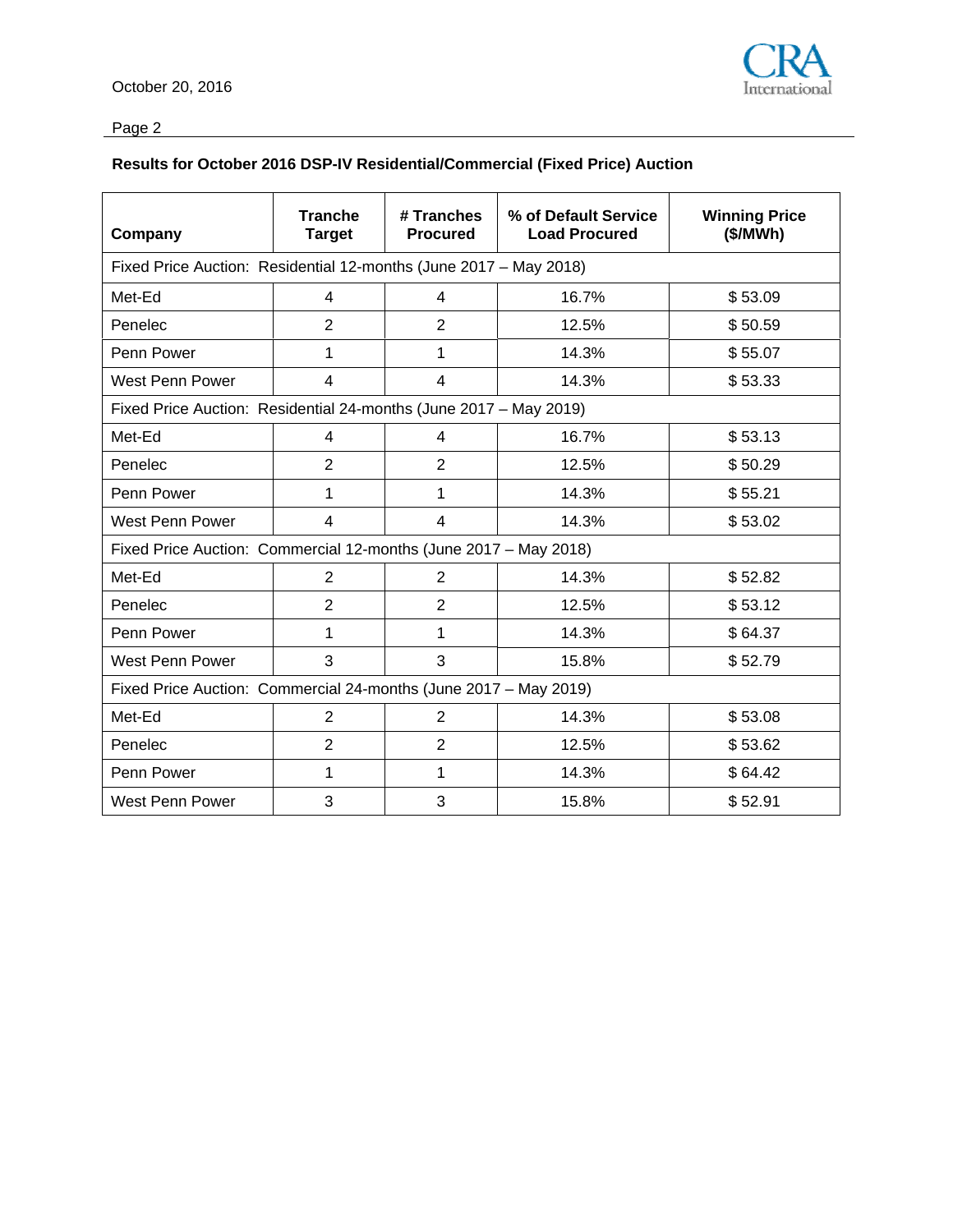**Results for October 2016 DSP-IV Residential/Commercial (Fixed Price) Auction**

| Company | Tranche Target | # Tranches Procured | % of Default Service Load Procured | Winning Price ($/MWh) |
|---|---|---|---|---|
| Fixed Price Auction: Residential 12-months (June 2017 – May 2018) | | | | |
| Met-Ed | 4 | 4 | 16.7% | $ 53.09 |
| Penelec | 2 | 2 | 12.5% | $ 50.59 |
| Penn Power | 1 | 1 | 14.3% | $ 55.07 |
| West Penn Power | 4 | 4 | 14.3% | $ 53.33 |
| Fixed Price Auction: Residential 24-months (June 2017 – May 2019) | | | | |
| Met-Ed | 4 | 4 | 16.7% | $ 53.13 |
| Penelec | 2 | 2 | 12.5% | $ 50.29 |
| Penn Power | 1 | 1 | 14.3% | $ 55.21 |
| West Penn Power | 4 | 4 | 14.3% | $ 53.02 |
| Fixed Price Auction: Commercial 12-months (June 2017 – May 2018) | | | | |
| Met-Ed | 2 | 2 | 14.3% | $ 52.82 |
| Penelec | 2 | 2 | 12.5% | $ 53.12 |
| Penn Power | 1 | 1 | 14.3% | $ 64.37 |
| West Penn Power | 3 | 3 | 15.8% | $ 52.79 |
| Fixed Price Auction: Commercial 24-months (June 2017 – May 2019) | | | | |
| Met-Ed | 2 | 2 | 14.3% | $ 53.08 |
| Penelec | 2 | 2 | 12.5% | $ 53.62 |
| Penn Power | 1 | 1 | 14.3% | $ 64.42 |
| West Penn Power | 3 | 3 | 15.8% | $ 52.91 |